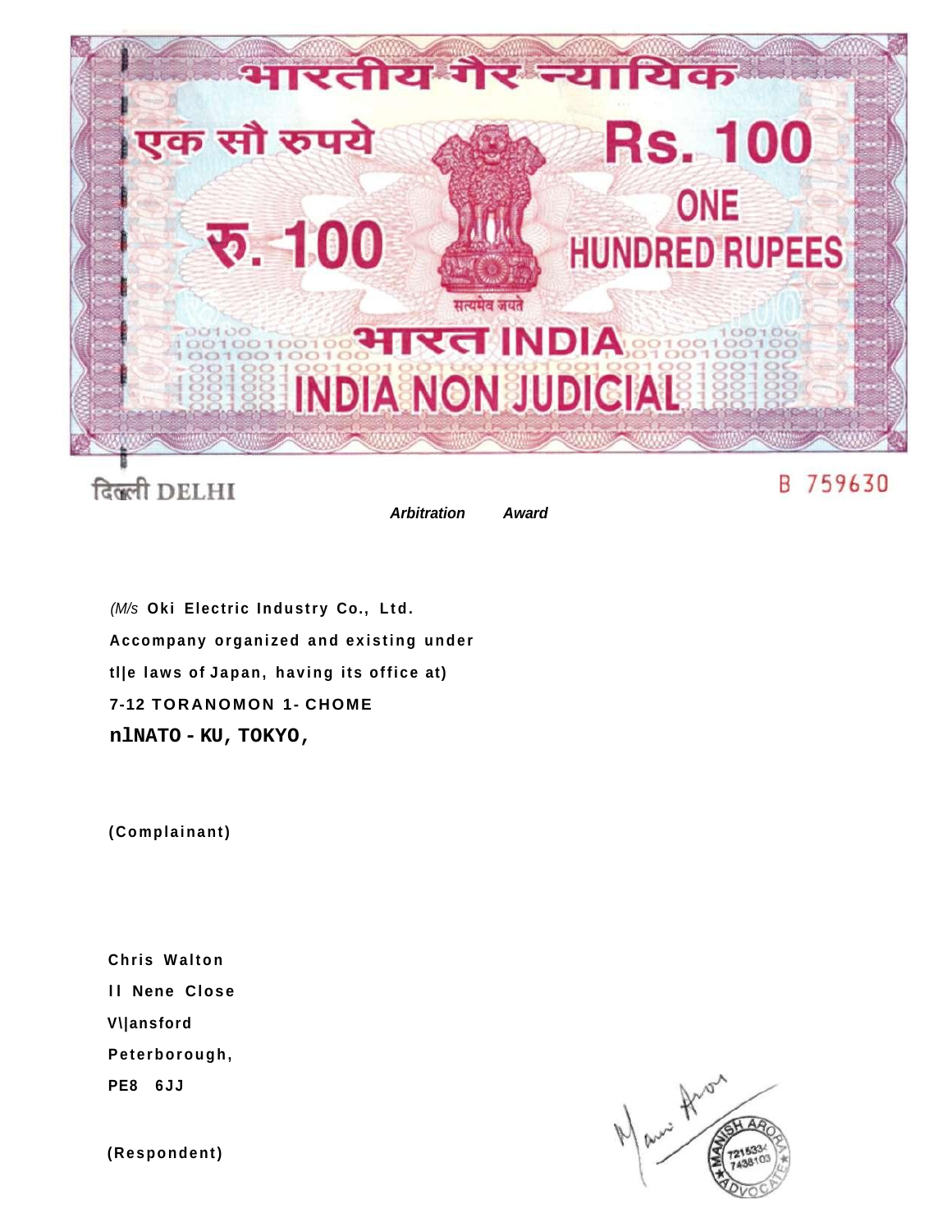भारतीय गैर न्यायिक

एक सौ रुपये

Rs. 100

ONE HUNDRED RUPEES

रु. 100

सत्यमेव जयते

भारत INDIA

INDIA NON JUDICIAL

दिल्ली DELHI

B 759630

***Arbitration Award***

*(M/s* **Oki Electric Industry Co., Ltd.**
**Accompany organized and existing under**
**tl|e laws of Japan, having its office at)**
**7-12 TORANOMON 1- CHOME**
**nlNATO - KU, TOKYO,**

**(Complainant)**

**Chris Walton**
**II Nene Close**
**V\|ansford**
**Peterborough,**
**PE8 6JJ**

**(Respondent)**

MANISH ARORA ADVOCATE 721533 7438103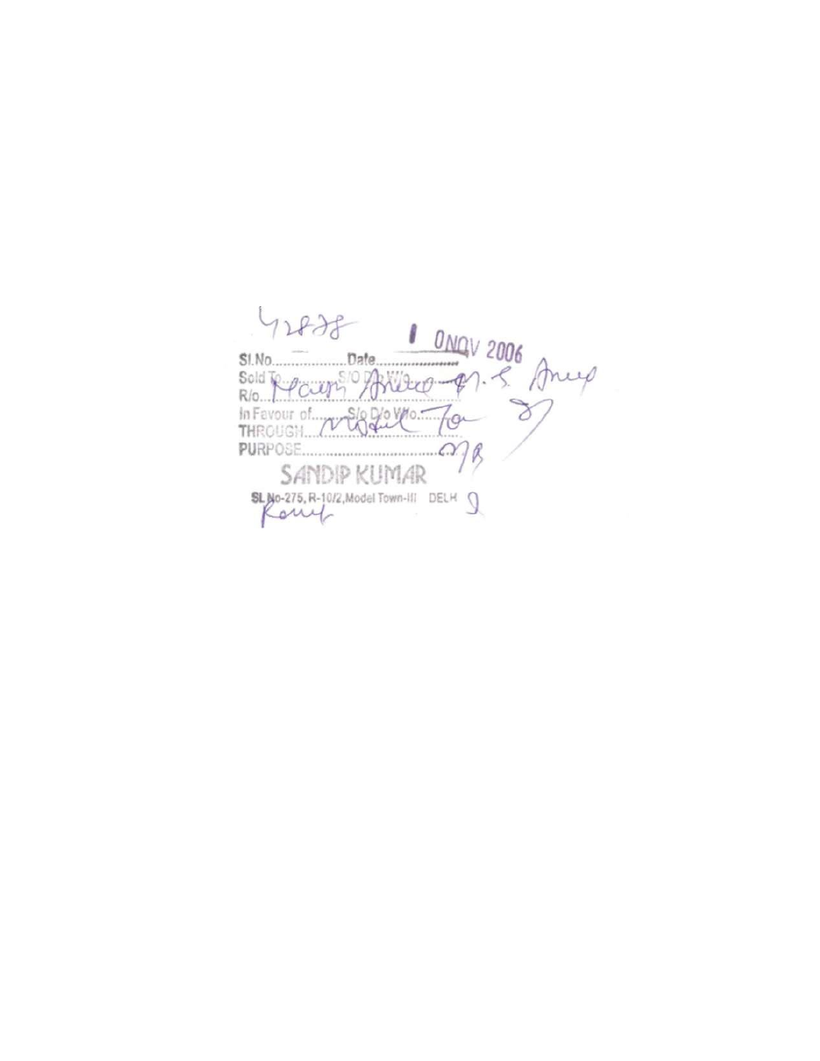42878

Sl.No.................. Date.................. 10 NOV 2006

Sold To........ S/O D/o W/o.......... Mayn Anand M.S. Anup

R/o..................................................

In Favour of........ S/o D/o W/o..........

THROUGH.......... Motel Tor

PURPOSE..................................

SANDIP KUMAR

SL No-275, R-10/2, Model Town-III DELHI

Ranjit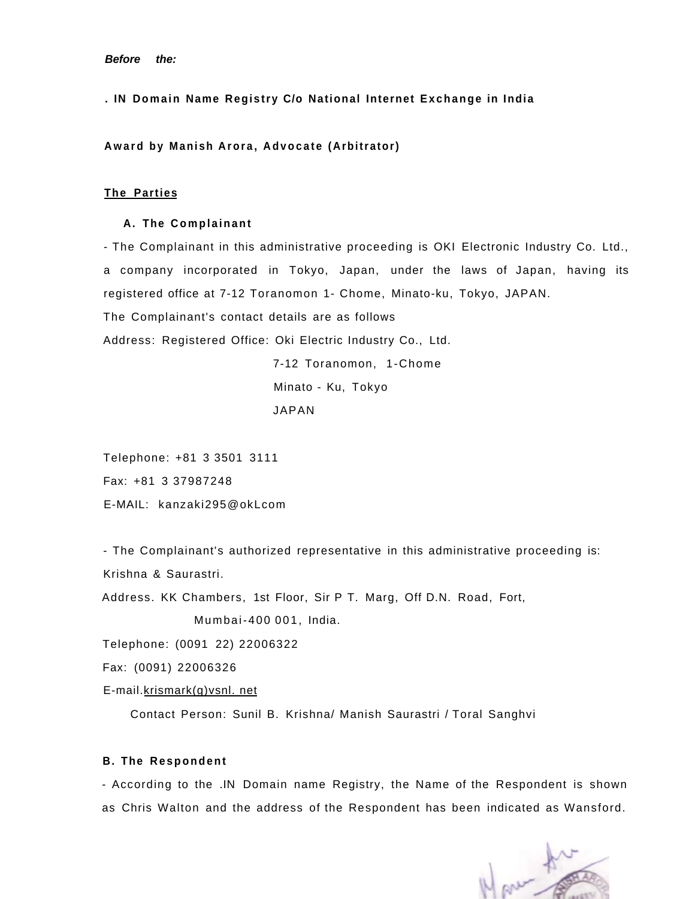***Before the:***

**. IN Domain Name Registry C/o National Internet Exchange in India**

**Award by Manish Arora, Advocate (Arbitrator)**

**<u>The Parties</u>**

**A. The Complainant**

- The Complainant in this administrative proceeding is OKI Electronic Industry Co. Ltd., a company incorporated in Tokyo, Japan, under the laws of Japan, having its registered office at 7-12 Toranomon 1- Chome, Minato-ku, Tokyo, JAPAN.

The Complainant's contact details are as follows

Address: Registered Office: Oki Electric Industry Co., Ltd.
7-12 Toranomon, 1-Chome
Minato - Ku, Tokyo
JAPAN

Telephone: +81 3 3501 3111

Fax: +81 3 37987248

E-MAIL: kanzaki295@okLcom

- The Complainant's authorized representative in this administrative proceeding is: Krishna & Saurastri.

Address. KK Chambers, 1st Floor, Sir P T. Marg, Off D.N. Road, Fort,
Mumbai-400 001, India.

Telephone: (0091 22) 22006322

Fax: (0091) 22006326

E-mail.<u>krismark(g)vsnl. net</u>

Contact Person: Sunil B. Krishna/ Manish Saurastri / Toral Sanghvi

**B. The Respondent**

- According to the .IN Domain name Registry, the Name of the Respondent is shown as Chris Walton and the address of the Respondent has been indicated as Wansford.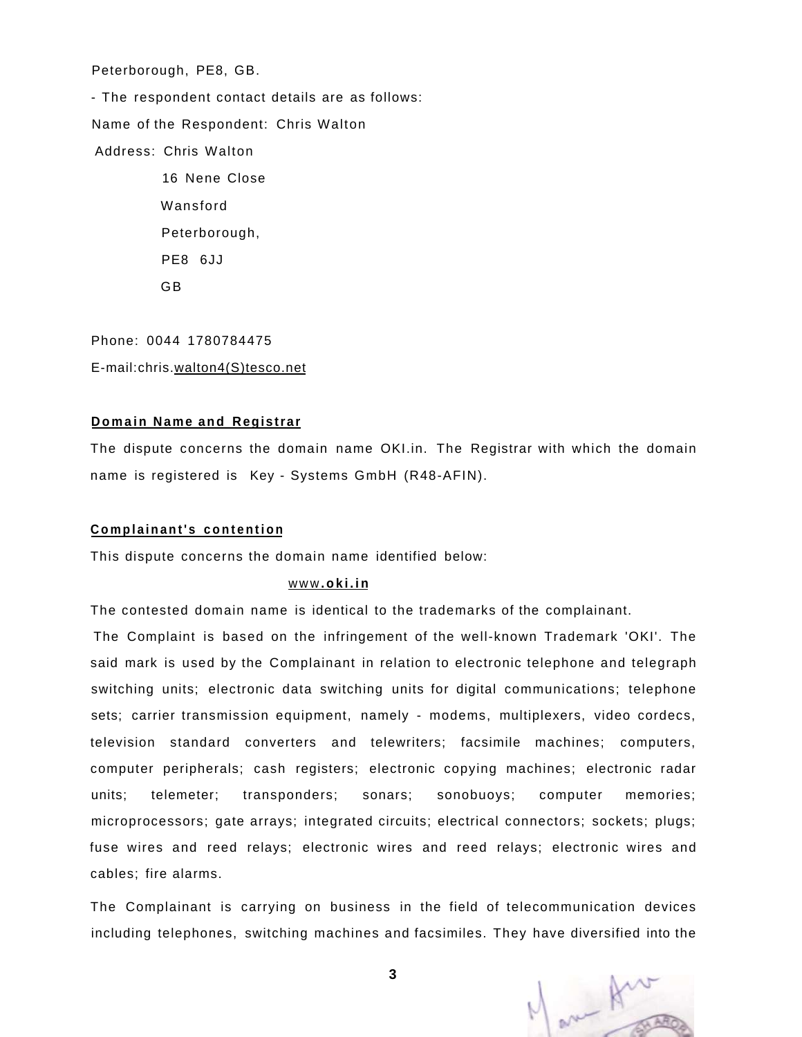Peterborough, PE8, GB.

- The respondent contact details are as follows:

Name of the Respondent: Chris Walton

Address: Chris Walton
16 Nene Close
Wansford
Peterborough,
PE8 6JJ
GB

Phone: 0044 1780784475

E-mail:chris.walton4(S)tesco.net

**Domain Name and Registrar**

The dispute concerns the domain name OKI.in. The Registrar with which the domain name is registered is Key - Systems GmbH (R48-AFIN).

**Complainant's contention**

This dispute concerns the domain name identified below:

www**.oki.in**

The contested domain name is identical to the trademarks of the complainant.

The Complaint is based on the infringement of the well-known Trademark 'OKI'. The said mark is used by the Complainant in relation to electronic telephone and telegraph switching units; electronic data switching units for digital communications; telephone sets; carrier transmission equipment, namely - modems, multiplexers, video cordecs, television standard converters and telewriters; facsimile machines; computers, computer peripherals; cash registers; electronic copying machines; electronic radar units; telemeter; transponders; sonars; sonobuoys; computer memories; microprocessors; gate arrays; integrated circuits; electrical connectors; sockets; plugs; fuse wires and reed relays; electronic wires and reed relays; electronic wires and cables; fire alarms.

The Complainant is carrying on business in the field of telecommunication devices including telephones, switching machines and facsimiles. They have diversified into the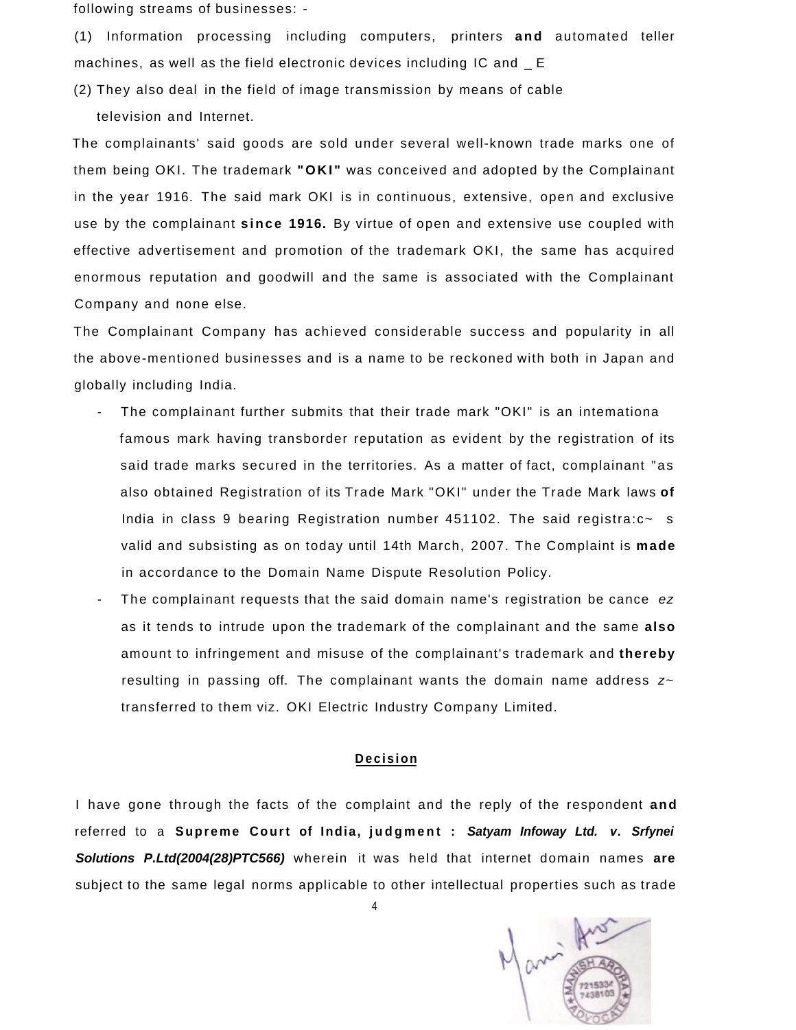following streams of businesses: -

(1) Information processing including computers, printers **and** automated teller machines, as well as the field electronic devices including IC and _ E

(2) They also deal in the field of image transmission by means of cable television and Internet.

The complainants' said goods are sold under several well-known trade marks one of them being OKI. The trademark **"OKI"** was conceived and adopted by the Complainant in the year 1916. The said mark OKI is in continuous, extensive, open and exclusive use by the complainant **since 1916.** By virtue of open and extensive use coupled with effective advertisement and promotion of the trademark OKI, the same has acquired enormous reputation and goodwill and the same is associated with the Complainant Company and none else.

The Complainant Company has achieved considerable success and popularity in all the above-mentioned businesses and is a name to be reckoned with both in Japan and globally including India.

- The complainant further submits that their trade mark "OKI" is an intemationa famous mark having transborder reputation as evident by the registration of its said trade marks secured in the territories. As a matter of fact, complainant "as also obtained Registration of its Trade Mark "OKI" under the Trade Mark laws **of** India in class 9 bearing Registration number 451102. The said registra:c~ s valid and subsisting as on today until 14th March, 2007. The Complaint is **made** in accordance to the Domain Name Dispute Resolution Policy.
- The complainant requests that the said domain name's registration be cance *ez* as it tends to intrude upon the trademark of the complainant and the same **also** amount to infringement and misuse of the complainant's trademark and **thereby** resulting in passing off. The complainant wants the domain name address *z~* transferred to them viz. OKI Electric Industry Company Limited.

## Decision

I have gone through the facts of the complaint and the reply of the respondent **and** referred to a **Supreme Court of India, judgment :** ***Satyam Infoway Ltd. v. Srfynei Solutions P.Ltd(2004(28)PTC566)*** wherein it was held that internet domain names **are** subject to the same legal norms applicable to other intellectual properties such as trade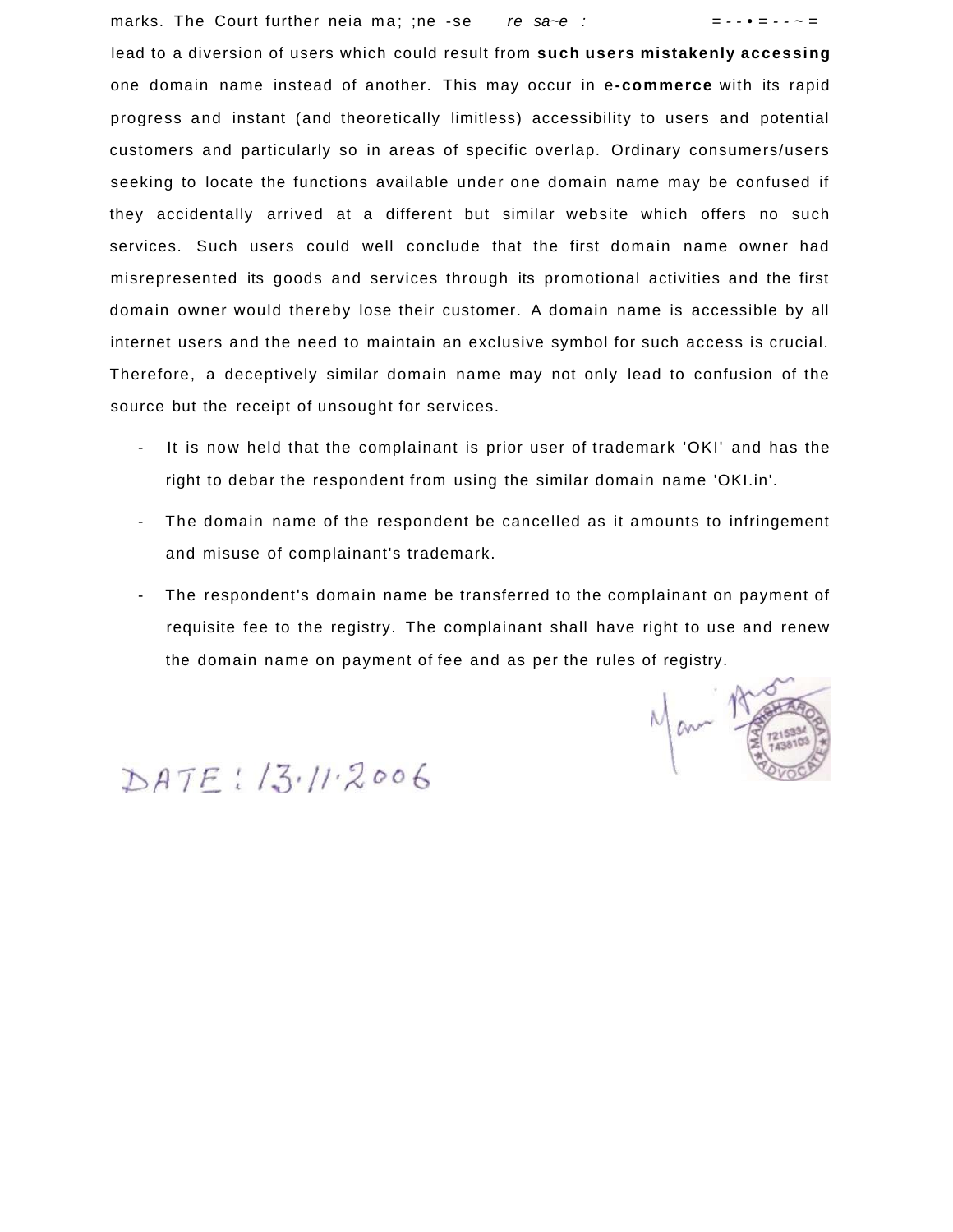marks. The Court further neia ma; ;ne -se *re sa~e :* = - - • = - - ~ =

lead to a diversion of users which could result from **such users mistakenly accessing** one domain name instead of another. This may occur in e**-commerce** with its rapid progress and instant (and theoretically limitless) accessibility to users and potential customers and particularly so in areas of specific overlap. Ordinary consumers/users seeking to locate the functions available under one domain name may be confused if they accidentally arrived at a different but similar website which offers no such services. Such users could well conclude that the first domain name owner had misrepresented its goods and services through its promotional activities and the first domain owner would thereby lose their customer. A domain name is accessible by all internet users and the need to maintain an exclusive symbol for such access is crucial. Therefore, a deceptively similar domain name may not only lead to confusion of the source but the receipt of unsought for services.

- It is now held that the complainant is prior user of trademark 'OKI' and has the right to debar the respondent from using the similar domain name 'OKI.in'.
- The domain name of the respondent be cancelled as it amounts to infringement and misuse of complainant's trademark.
- The respondent's domain name be transferred to the complainant on payment of requisite fee to the registry. The complainant shall have right to use and renew the domain name on payment of fee and as per the rules of registry.

DATE: 13.11.2006

MANISH ARORA ADVOCATE 7215334 7438103